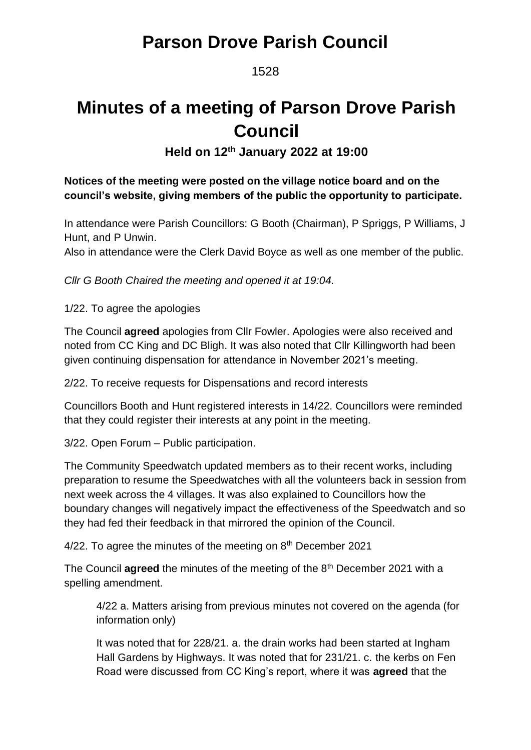# Parson Drove Parish Council

1528

# Minutes of a meeting of Parson Drove Parish Council

### Held on 12th January 2022 at 19:00

**Notices of the meeting were posted on the village notice board and on the council's website, giving members of the public the opportunity to participate.**

In attendance were Parish Councillors: G Booth (Chairman), P Spriggs, P Williams, J Hunt, and P Unwin.
Also in attendance were the Clerk David Boyce as well as one member of the public.

*Cllr G Booth Chaired the meeting and opened it at 19:04.*

1/22. To agree the apologies

The Council **agreed** apologies from Cllr Fowler. Apologies were also received and noted from CC King and DC Bligh. It was also noted that Cllr Killingworth had been given continuing dispensation for attendance in November 2021's meeting.

2/22. To receive requests for Dispensations and record interests

Councillors Booth and Hunt registered interests in 14/22. Councillors were reminded that they could register their interests at any point in the meeting.

3/22. Open Forum – Public participation.

The Community Speedwatch updated members as to their recent works, including preparation to resume the Speedwatches with all the volunteers back in session from next week across the 4 villages. It was also explained to Councillors how the boundary changes will negatively impact the effectiveness of the Speedwatch and so they had fed their feedback in that mirrored the opinion of the Council.

4/22. To agree the minutes of the meeting on 8th December 2021

The Council **agreed** the minutes of the meeting of the 8th December 2021 with a spelling amendment.

> 4/22 a. Matters arising from previous minutes not covered on the agenda (for information only)
>
> It was noted that for 228/21. a. the drain works had been started at Ingham Hall Gardens by Highways. It was noted that for 231/21. c. the kerbs on Fen Road were discussed from CC King's report, where it was **agreed** that the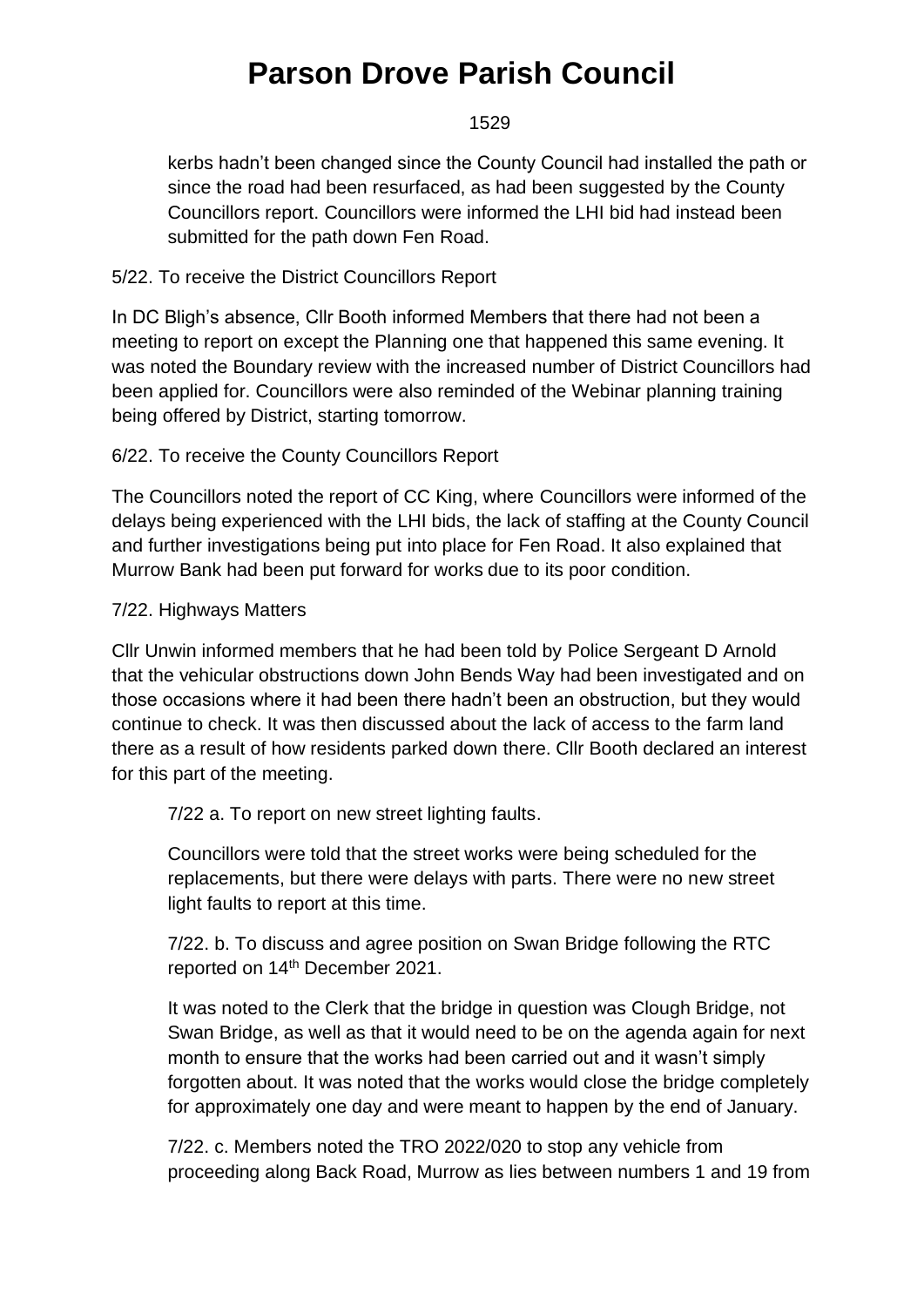kerbs hadn't been changed since the County Council had installed the path or since the road had been resurfaced, as had been suggested by the County Councillors report. Councillors were informed the LHI bid had instead been submitted for the path down Fen Road.

5/22. To receive the District Councillors Report

In DC Bligh's absence, Cllr Booth informed Members that there had not been a meeting to report on except the Planning one that happened this same evening. It was noted the Boundary review with the increased number of District Councillors had been applied for. Councillors were also reminded of the Webinar planning training being offered by District, starting tomorrow.

6/22. To receive the County Councillors Report

The Councillors noted the report of CC King, where Councillors were informed of the delays being experienced with the LHI bids, the lack of staffing at the County Council and further investigations being put into place for Fen Road. It also explained that Murrow Bank had been put forward for works due to its poor condition.

7/22. Highways Matters

Cllr Unwin informed members that he had been told by Police Sergeant D Arnold that the vehicular obstructions down John Bends Way had been investigated and on those occasions where it had been there hadn't been an obstruction, but they would continue to check. It was then discussed about the lack of access to the farm land there as a result of how residents parked down there. Cllr Booth declared an interest for this part of the meeting.

7/22 a. To report on new street lighting faults.

Councillors were told that the street works were being scheduled for the replacements, but there were delays with parts. There were no new street light faults to report at this time.

7/22. b. To discuss and agree position on Swan Bridge following the RTC reported on 14th December 2021.

It was noted to the Clerk that the bridge in question was Clough Bridge, not Swan Bridge, as well as that it would need to be on the agenda again for next month to ensure that the works had been carried out and it wasn't simply forgotten about. It was noted that the works would close the bridge completely for approximately one day and were meant to happen by the end of January.

7/22. c. Members noted the TRO 2022/020 to stop any vehicle from proceeding along Back Road, Murrow as lies between numbers 1 and 19 from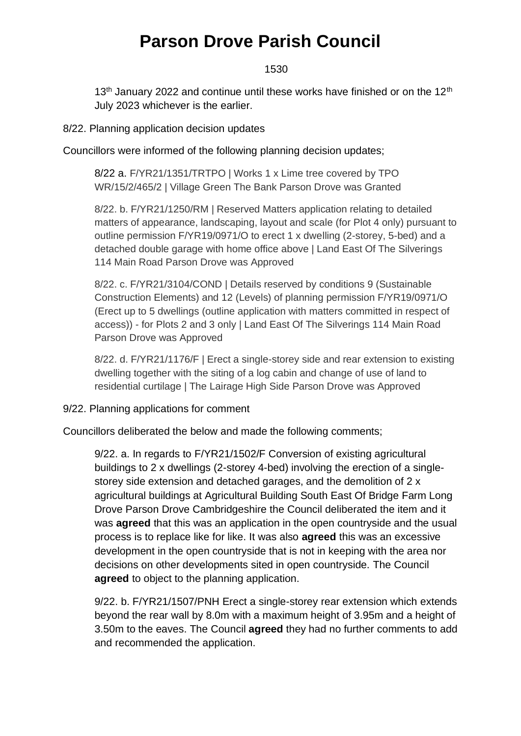13th January 2022 and continue until these works have finished or on the 12th July 2023 whichever is the earlier.

8/22. Planning application decision updates

Councillors were informed of the following planning decision updates;

8/22 a. F/YR21/1351/TRTPO | Works 1 x Lime tree covered by TPO WR/15/2/465/2 | Village Green The Bank Parson Drove was Granted

8/22. b. F/YR21/1250/RM | Reserved Matters application relating to detailed matters of appearance, landscaping, layout and scale (for Plot 4 only) pursuant to outline permission F/YR19/0971/O to erect 1 x dwelling (2-storey, 5-bed) and a detached double garage with home office above | Land East Of The Silverings 114 Main Road Parson Drove was Approved

8/22. c. F/YR21/3104/COND | Details reserved by conditions 9 (Sustainable Construction Elements) and 12 (Levels) of planning permission F/YR19/0971/O (Erect up to 5 dwellings (outline application with matters committed in respect of access)) - for Plots 2 and 3 only | Land East Of The Silverings 114 Main Road Parson Drove was Approved

8/22. d. F/YR21/1176/F | Erect a single-storey side and rear extension to existing dwelling together with the siting of a log cabin and change of use of land to residential curtilage | The Lairage High Side Parson Drove was Approved

9/22. Planning applications for comment

Councillors deliberated the below and made the following comments;

9/22. a. In regards to F/YR21/1502/F Conversion of existing agricultural buildings to 2 x dwellings (2-storey 4-bed) involving the erection of a single-storey side extension and detached garages, and the demolition of 2 x agricultural buildings at Agricultural Building South East Of Bridge Farm Long Drove Parson Drove Cambridgeshire the Council deliberated the item and it was **agreed** that this was an application in the open countryside and the usual process is to replace like for like. It was also **agreed** this was an excessive development in the open countryside that is not in keeping with the area nor decisions on other developments sited in open countryside. The Council **agreed** to object to the planning application.

9/22. b. F/YR21/1507/PNH Erect a single-storey rear extension which extends beyond the rear wall by 8.0m with a maximum height of 3.95m and a height of 3.50m to the eaves. The Council **agreed** they had no further comments to add and recommended the application.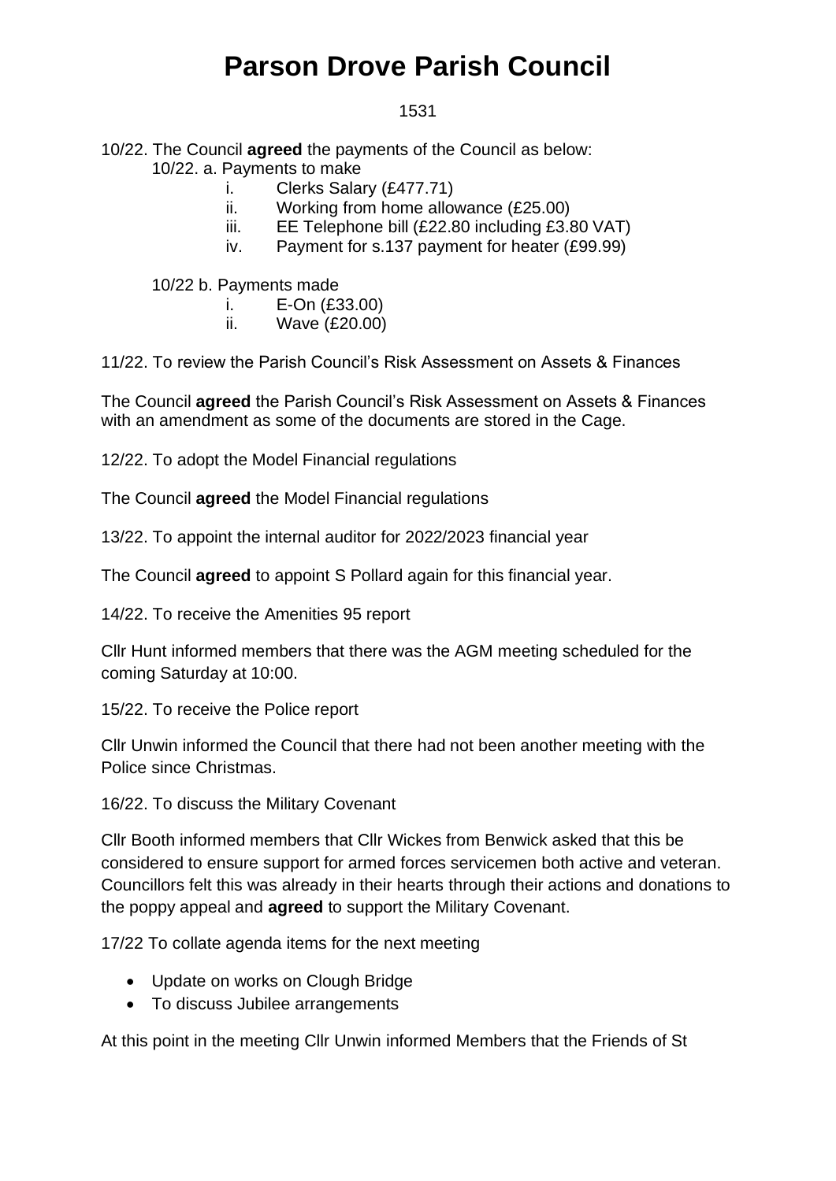# Parson Drove Parish Council

1531

10/22. The Council **agreed** the payments of the Council as below:

10/22. a. Payments to make

i. Clerks Salary (£477.71)
ii. Working from home allowance (£25.00)
iii. EE Telephone bill (£22.80 including £3.80 VAT)
iv. Payment for s.137 payment for heater (£99.99)

10/22 b. Payments made

i. E-On (£33.00)
ii. Wave (£20.00)

11/22. To review the Parish Council's Risk Assessment on Assets & Finances

The Council **agreed** the Parish Council's Risk Assessment on Assets & Finances with an amendment as some of the documents are stored in the Cage.

12/22. To adopt the Model Financial regulations

The Council **agreed** the Model Financial regulations

13/22. To appoint the internal auditor for 2022/2023 financial year

The Council **agreed** to appoint S Pollard again for this financial year.

14/22. To receive the Amenities 95 report

Cllr Hunt informed members that there was the AGM meeting scheduled for the coming Saturday at 10:00.

15/22. To receive the Police report

Cllr Unwin informed the Council that there had not been another meeting with the Police since Christmas.

16/22. To discuss the Military Covenant

Cllr Booth informed members that Cllr Wickes from Benwick asked that this be considered to ensure support for armed forces servicemen both active and veteran. Councillors felt this was already in their hearts through their actions and donations to the poppy appeal and **agreed** to support the Military Covenant.

17/22 To collate agenda items for the next meeting

- Update on works on Clough Bridge
- To discuss Jubilee arrangements

At this point in the meeting Cllr Unwin informed Members that the Friends of St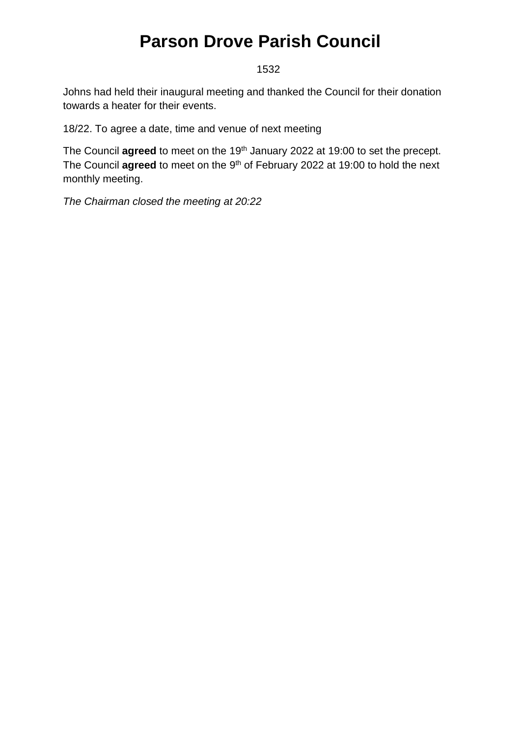Johns had held their inaugural meeting and thanked the Council for their donation towards a heater for their events.

18/22. To agree a date, time and venue of next meeting

The Council **agreed** to meet on the 19th January 2022 at 19:00 to set the precept. The Council **agreed** to meet on the 9th of February 2022 at 19:00 to hold the next monthly meeting.

*The Chairman closed the meeting at 20:22*